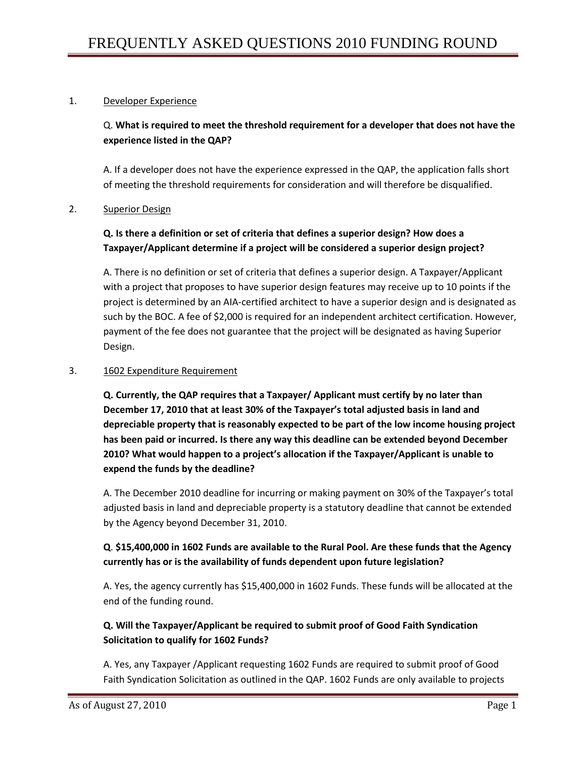# FREQUENTLY ASKED QUESTIONS 2010 FUNDING ROUND

1. Developer Experience

   Q. **What is required to meet the threshold requirement for a developer that does not have the experience listed in the QAP?**

   A. If a developer does not have the experience expressed in the QAP, the application falls short of meeting the threshold requirements for consideration and will therefore be disqualified.

2. Superior Design

   **Q. Is there a definition or set of criteria that defines a superior design? How does a Taxpayer/Applicant determine if a project will be considered a superior design project?**

   A. There is no definition or set of criteria that defines a superior design. A Taxpayer/Applicant with a project that proposes to have superior design features may receive up to 10 points if the project is determined by an AIA-certified architect to have a superior design and is designated as such by the BOC. A fee of $2,000 is required for an independent architect certification. However, payment of the fee does not guarantee that the project will be designated as having Superior Design.

3. 1602 Expenditure Requirement

   **Q. Currently, the QAP requires that a Taxpayer/ Applicant must certify by no later than December 17, 2010 that at least 30% of the Taxpayer's total adjusted basis in land and depreciable property that is reasonably expected to be part of the low income housing project has been paid or incurred. Is there any way this deadline can be extended beyond December 2010? What would happen to a project's allocation if the Taxpayer/Applicant is unable to expend the funds by the deadline?**

   A. The December 2010 deadline for incurring or making payment on 30% of the Taxpayer's total adjusted basis in land and depreciable property is a statutory deadline that cannot be extended by the Agency beyond December 31, 2010.

   **Q. $15,400,000 in 1602 Funds are available to the Rural Pool. Are these funds that the Agency currently has or is the availability of funds dependent upon future legislation?**

   A. Yes, the agency currently has $15,400,000 in 1602 Funds. These funds will be allocated at the end of the funding round.

   **Q. Will the Taxpayer/Applicant be required to submit proof of Good Faith Syndication Solicitation to qualify for 1602 Funds?**

   A. Yes, any Taxpayer /Applicant requesting 1602 Funds are required to submit proof of Good Faith Syndication Solicitation as outlined in the QAP. 1602 Funds are only available to projects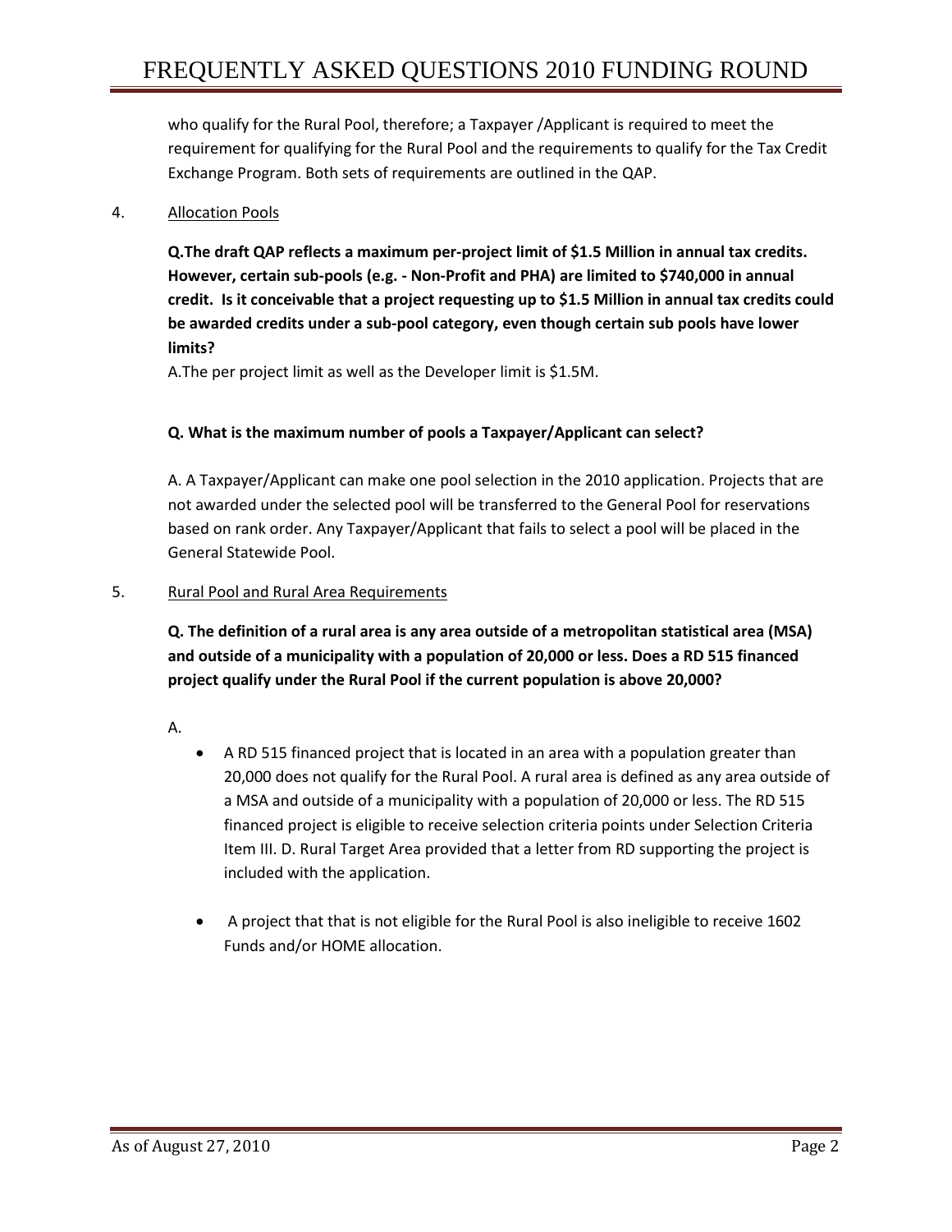who qualify for the Rural Pool, therefore; a Taxpayer /Applicant is required to meet the requirement for qualifying for the Rural Pool and the requirements to qualify for the Tax Credit Exchange Program. Both sets of requirements are outlined in the QAP.

4. Allocation Pools

**Q.The draft QAP reflects a maximum per-project limit of $1.5 Million in annual tax credits. However, certain sub-pools (e.g. - Non-Profit and PHA) are limited to $740,000 in annual credit. Is it conceivable that a project requesting up to $1.5 Million in annual tax credits could be awarded credits under a sub-pool category, even though certain sub pools have lower limits?**

A.The per project limit as well as the Developer limit is $1.5M.

**Q. What is the maximum number of pools a Taxpayer/Applicant can select?**

A. A Taxpayer/Applicant can make one pool selection in the 2010 application. Projects that are not awarded under the selected pool will be transferred to the General Pool for reservations based on rank order. Any Taxpayer/Applicant that fails to select a pool will be placed in the General Statewide Pool.

5. Rural Pool and Rural Area Requirements

**Q. The definition of a rural area is any area outside of a metropolitan statistical area (MSA) and outside of a municipality with a population of 20,000 or less. Does a RD 515 financed project qualify under the Rural Pool if the current population is above 20,000?**

A.

- A RD 515 financed project that is located in an area with a population greater than 20,000 does not qualify for the Rural Pool. A rural area is defined as any area outside of a MSA and outside of a municipality with a population of 20,000 or less. The RD 515 financed project is eligible to receive selection criteria points under Selection Criteria Item III. D. Rural Target Area provided that a letter from RD supporting the project is included with the application.

- A project that that is not eligible for the Rural Pool is also ineligible to receive 1602 Funds and/or HOME allocation.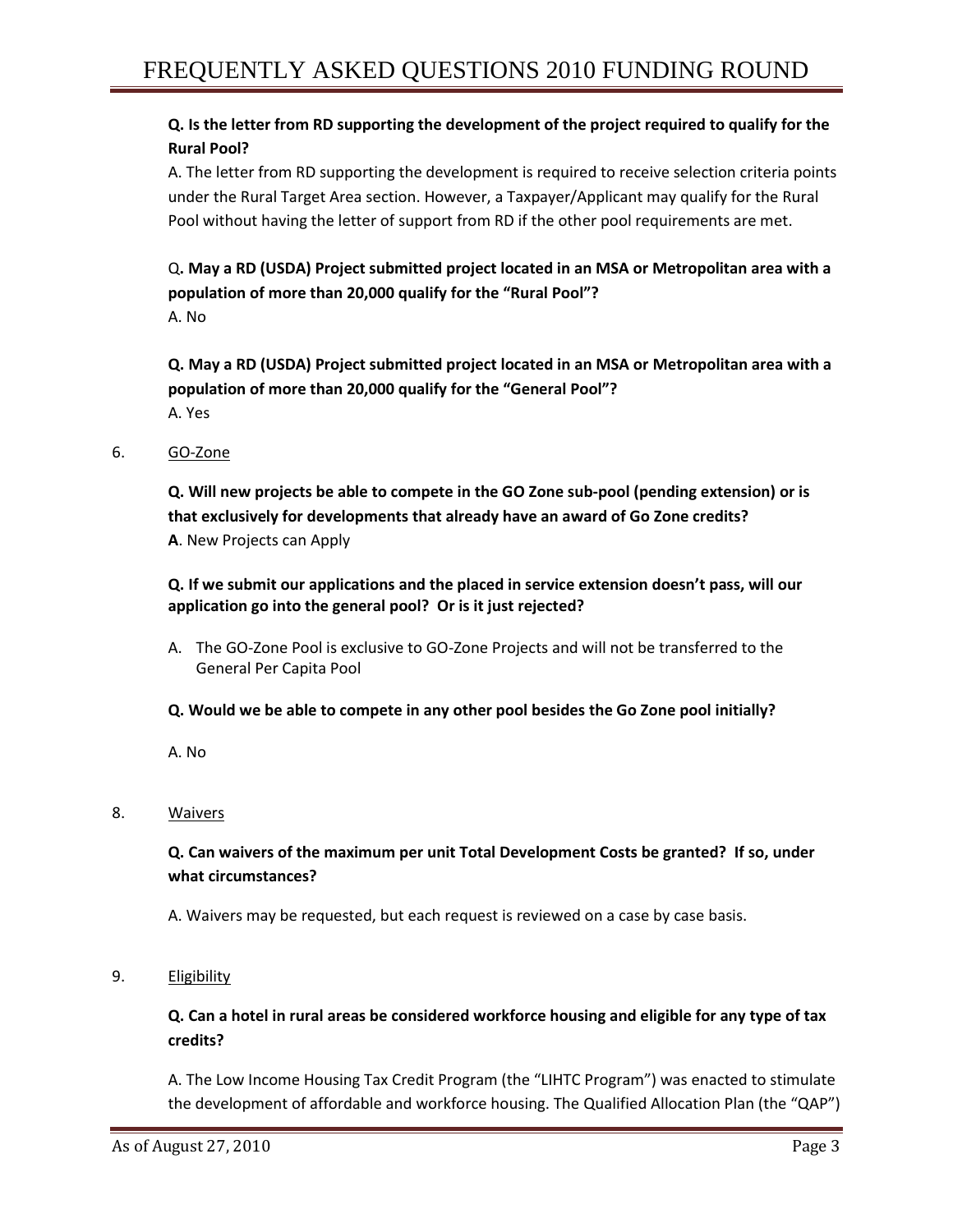**Q. Is the letter from RD supporting the development of the project required to qualify for the Rural Pool?**

A. The letter from RD supporting the development is required to receive selection criteria points under the Rural Target Area section. However, a Taxpayer/Applicant may qualify for the Rural Pool without having the letter of support from RD if the other pool requirements are met.

Q**. May a RD (USDA) Project submitted project located in an MSA or Metropolitan area with a population of more than 20,000 qualify for the "Rural Pool"?**

A. No

**Q. May a RD (USDA) Project submitted project located in an MSA or Metropolitan area with a population of more than 20,000 qualify for the "General Pool"?**

A. Yes

6. GO-Zone

**Q. Will new projects be able to compete in the GO Zone sub-pool (pending extension) or is that exclusively for developments that already have an award of Go Zone credits?**

**A**. New Projects can Apply

**Q. If we submit our applications and the placed in service extension doesn't pass, will our application go into the general pool? Or is it just rejected?**

A. The GO-Zone Pool is exclusive to GO-Zone Projects and will not be transferred to the General Per Capita Pool

**Q. Would we be able to compete in any other pool besides the Go Zone pool initially?**

A. No

8. Waivers

**Q. Can waivers of the maximum per unit Total Development Costs be granted? If so, under what circumstances?**

A. Waivers may be requested, but each request is reviewed on a case by case basis.

9. Eligibility

**Q. Can a hotel in rural areas be considered workforce housing and eligible for any type of tax credits?**

A. The Low Income Housing Tax Credit Program (the "LIHTC Program") was enacted to stimulate the development of affordable and workforce housing. The Qualified Allocation Plan (the "QAP")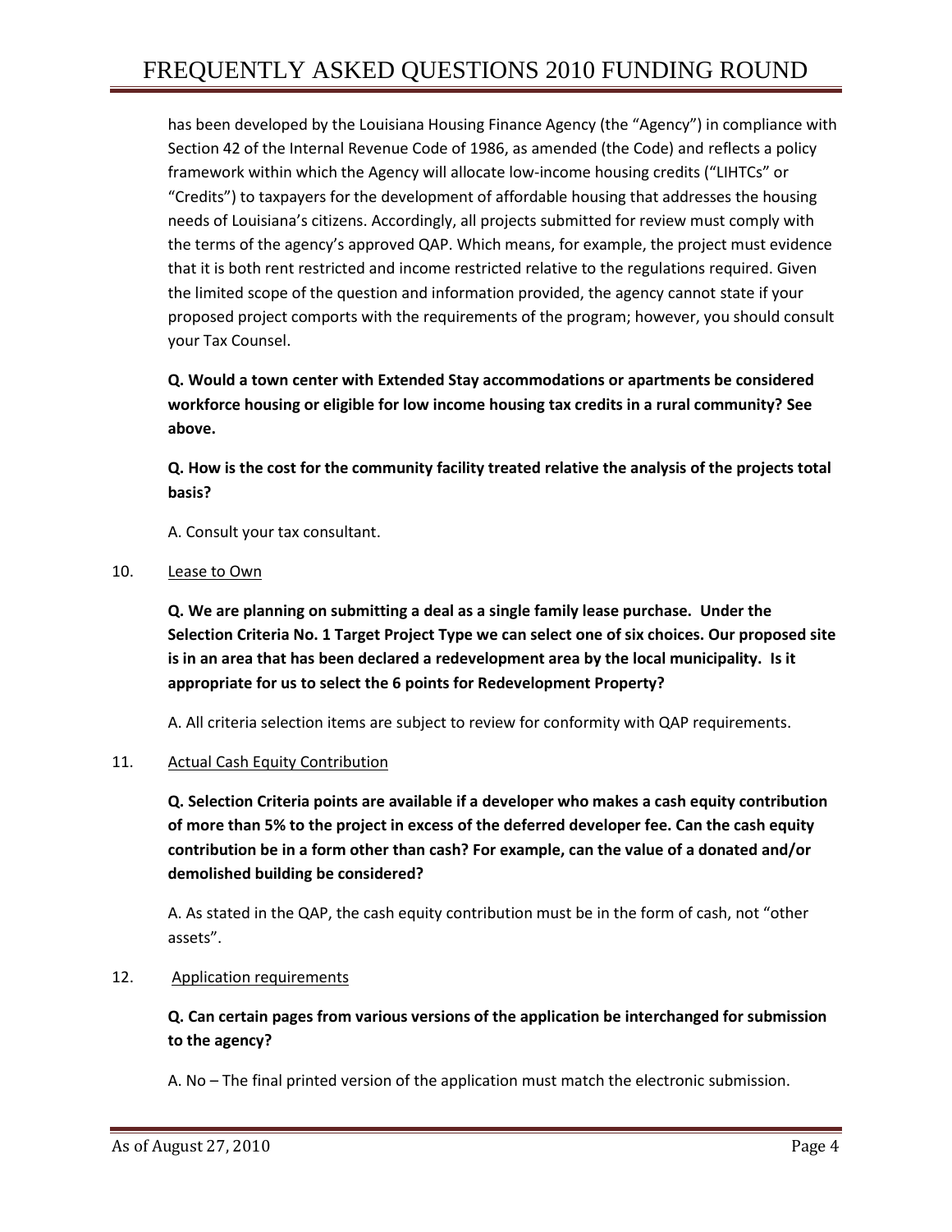has been developed by the Louisiana Housing Finance Agency (the "Agency") in compliance with Section 42 of the Internal Revenue Code of 1986, as amended (the Code) and reflects a policy framework within which the Agency will allocate low-income housing credits ("LIHTCs" or "Credits") to taxpayers for the development of affordable housing that addresses the housing needs of Louisiana's citizens. Accordingly, all projects submitted for review must comply with the terms of the agency's approved QAP. Which means, for example, the project must evidence that it is both rent restricted and income restricted relative to the regulations required. Given the limited scope of the question and information provided, the agency cannot state if your proposed project comports with the requirements of the program; however, you should consult your Tax Counsel.

**Q. Would a town center with Extended Stay accommodations or apartments be considered workforce housing or eligible for low income housing tax credits in a rural community? See above.**

**Q. How is the cost for the community facility treated relative the analysis of the projects total basis?**

A. Consult your tax consultant.

10. <u>Lease to Own</u>

**Q. We are planning on submitting a deal as a single family lease purchase. Under the Selection Criteria No. 1 Target Project Type we can select one of six choices. Our proposed site is in an area that has been declared a redevelopment area by the local municipality. Is it appropriate for us to select the 6 points for Redevelopment Property?**

A. All criteria selection items are subject to review for conformity with QAP requirements.

11. <u>Actual Cash Equity Contribution</u>

**Q. Selection Criteria points are available if a developer who makes a cash equity contribution of more than 5% to the project in excess of the deferred developer fee. Can the cash equity contribution be in a form other than cash? For example, can the value of a donated and/or demolished building be considered?**

A. As stated in the QAP, the cash equity contribution must be in the form of cash, not "other assets".

12. <u>Application requirements</u>

**Q. Can certain pages from various versions of the application be interchanged for submission to the agency?**

A. No – The final printed version of the application must match the electronic submission.